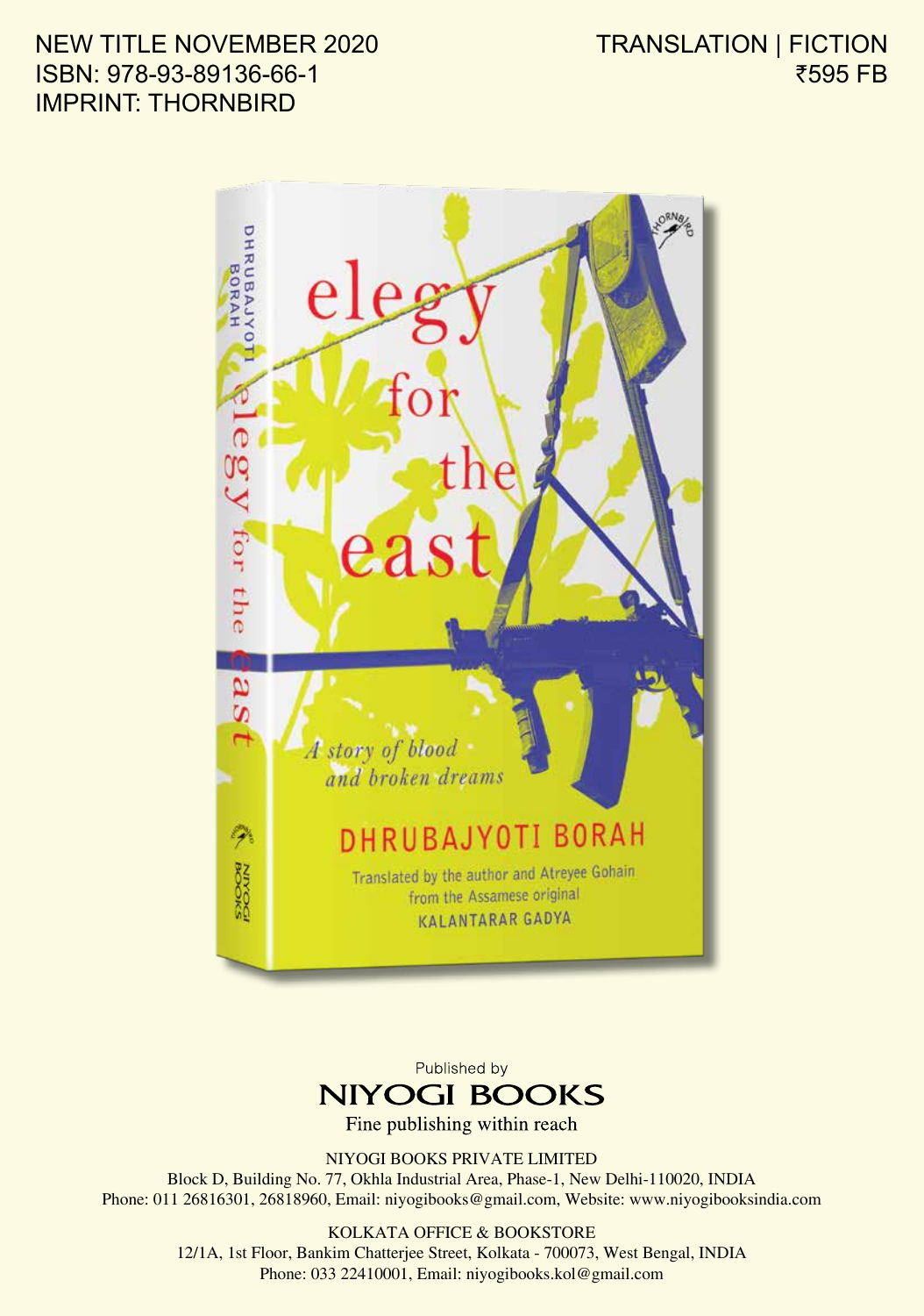NEW TITLE NOVEMBER 2020
ISBN: 978-93-89136-66-1
IMPRINT: THORNBIRD

TRANSLATION | FICTION
₹595 FB

# elegy for the east

*A story of blood and broken dreams*

DHRUBAJYOTI BORAH

Translated by the author and Atreyee Gohain from the Assamese original KALANTARAR GADYA

Published by

**NIYOGI BOOKS**

Fine publishing within reach

NIYOGI BOOKS PRIVATE LIMITED
Block D, Building No. 77, Okhla Industrial Area, Phase-1, New Delhi-110020, INDIA
Phone: 011 26816301, 26818960, Email: niyogibooks@gmail.com, Website: www.niyogibooksindia.com

KOLKATA OFFICE & BOOKSTORE
12/1A, 1st Floor, Bankim Chatterjee Street, Kolkata - 700073, West Bengal, INDIA
Phone: 033 22410001, Email: niyogibooks.kol@gmail.com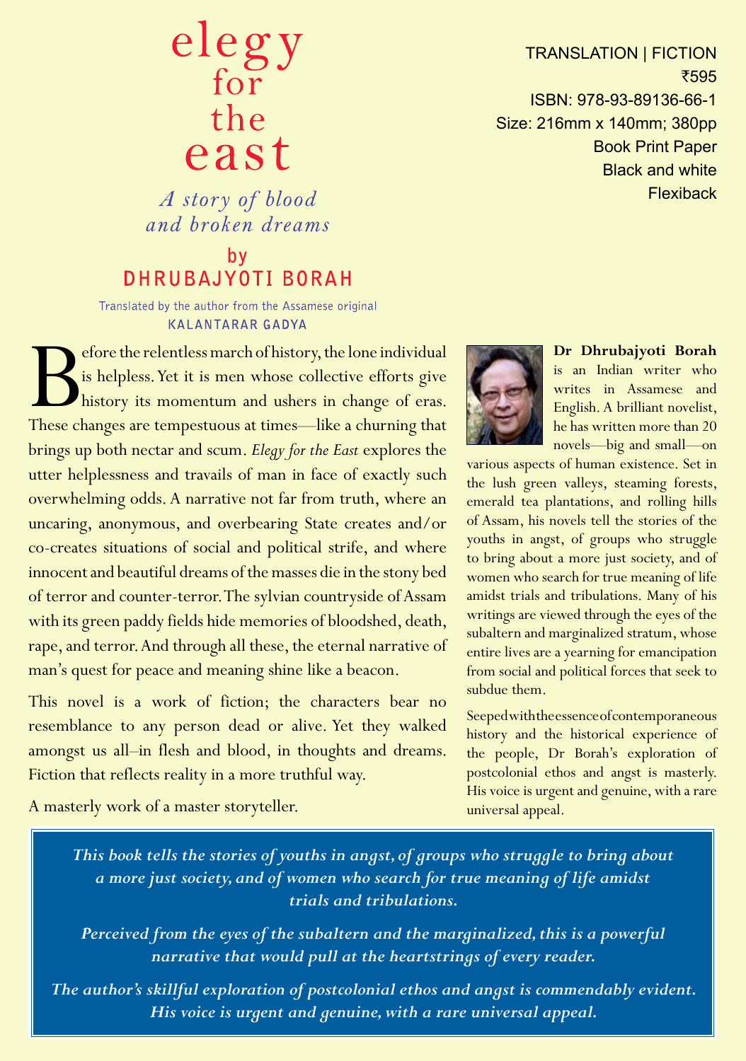# elegy for the east

*A story of blood and broken dreams*

by

**DHRUBAJYOTI BORAH**

Translated by the author from the Assamese original

KALANTARAR GADYA

TRANSLATION | FICTION
₹595
ISBN: 978-93-89136-66-1
Size: 216mm x 140mm; 380pp
Book Print Paper
Black and white
Flexiback

Before the relentless march of history, the lone individual is helpless. Yet it is men whose collective efforts give history its momentum and ushers in change of eras. These changes are tempestuous at times—like a churning that brings up both nectar and scum. *Elegy for the East* explores the utter helplessness and travails of man in face of exactly such overwhelming odds. A narrative not far from truth, where an uncaring, anonymous, and overbearing State creates and/or co-creates situations of social and political strife, and where innocent and beautiful dreams of the masses die in the stony bed of terror and counter-terror. The sylvian countryside of Assam with its green paddy fields hide memories of bloodshed, death, rape, and terror. And through all these, the eternal narrative of man's quest for peace and meaning shine like a beacon.

This novel is a work of fiction; the characters bear no resemblance to any person dead or alive. Yet they walked amongst us all–in flesh and blood, in thoughts and dreams. Fiction that reflects reality in a more truthful way.

A masterly work of a master storyteller.

**Dr Dhrubajyoti Borah** is an Indian writer who writes in Assamese and English. A brilliant novelist, he has written more than 20 novels—big and small—on various aspects of human existence. Set in the lush green valleys, steaming forests, emerald tea plantations, and rolling hills of Assam, his novels tell the stories of the youths in angst, of groups who struggle to bring about a more just society, and of women who search for true meaning of life amidst trials and tribulations. Many of his writings are viewed through the eyes of the subaltern and marginalized stratum, whose entire lives are a yearning for emancipation from social and political forces that seek to subdue them.

Seeped with the essence of contemporaneous history and the historical experience of the people, Dr Borah's exploration of postcolonial ethos and angst is masterly. His voice is urgent and genuine, with a rare universal appeal.

***This book tells the stories of youths in angst, of groups who struggle to bring about a more just society, and of women who search for true meaning of life amidst trials and tribulations.***

***Perceived from the eyes of the subaltern and the marginalized, this is a powerful narrative that would pull at the heartstrings of every reader.***

***The author's skillful exploration of postcolonial ethos and angst is commendably evident. His voice is urgent and genuine, with a rare universal appeal.***